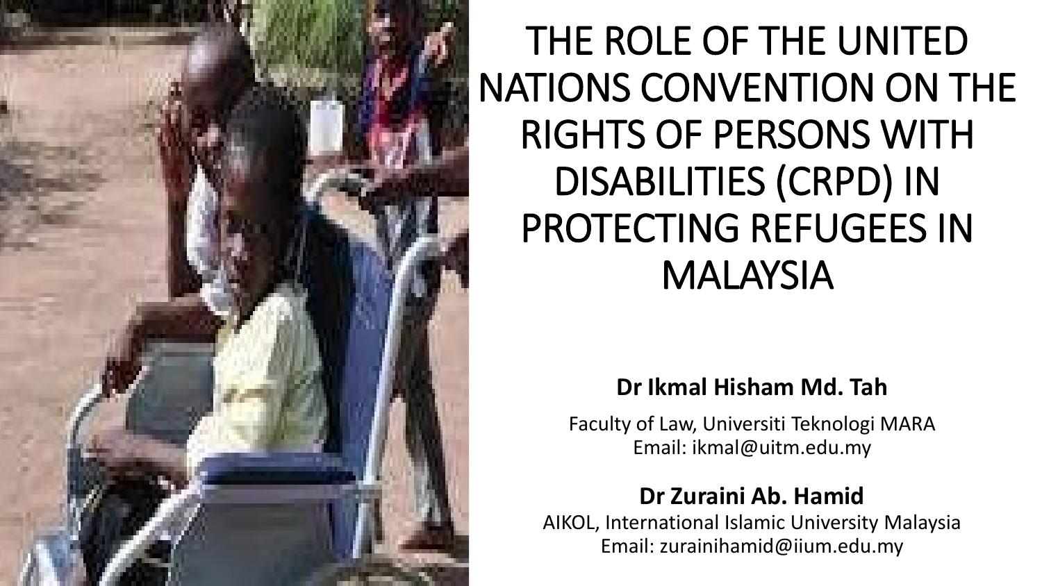# THE ROLE OF THE UNITED NATIONS CONVENTION ON THE RIGHTS OF PERSONS WITH DISABILITIES (CRPD) IN PROTECTING REFUGEES IN MALAYSIA

**Dr Ikmal Hisham Md. Tah**

Faculty of Law, Universiti Teknologi MARA
Email: ikmal@uitm.edu.my

**Dr Zuraini Ab. Hamid**

AIKOL, International Islamic University Malaysia
Email: zurainihamid@iium.edu.my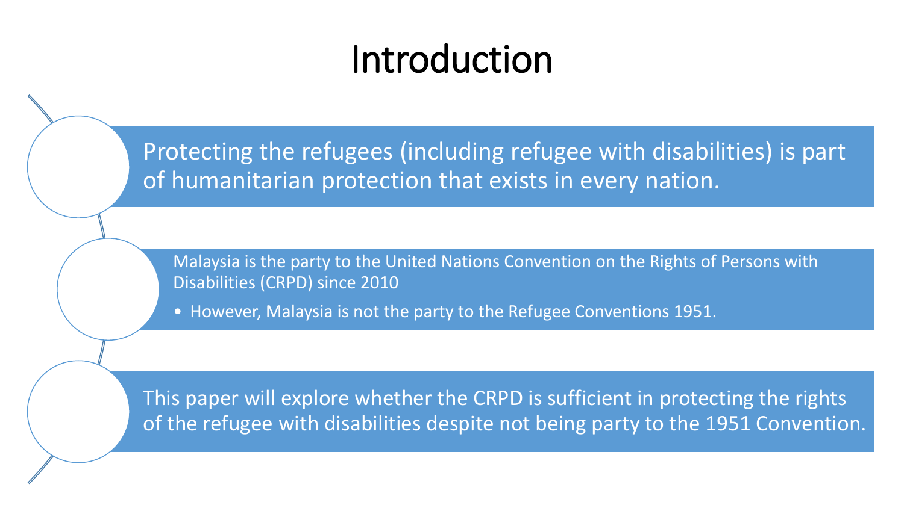# Introduction

Protecting the refugees (including refugee with disabilities) is part of humanitarian protection that exists in every nation.

Malaysia is the party to the United Nations Convention on the Rights of Persons with Disabilities (CRPD) since 2010

- However, Malaysia is not the party to the Refugee Conventions 1951.

This paper will explore whether the CRPD is sufficient in protecting the rights of the refugee with disabilities despite not being party to the 1951 Convention.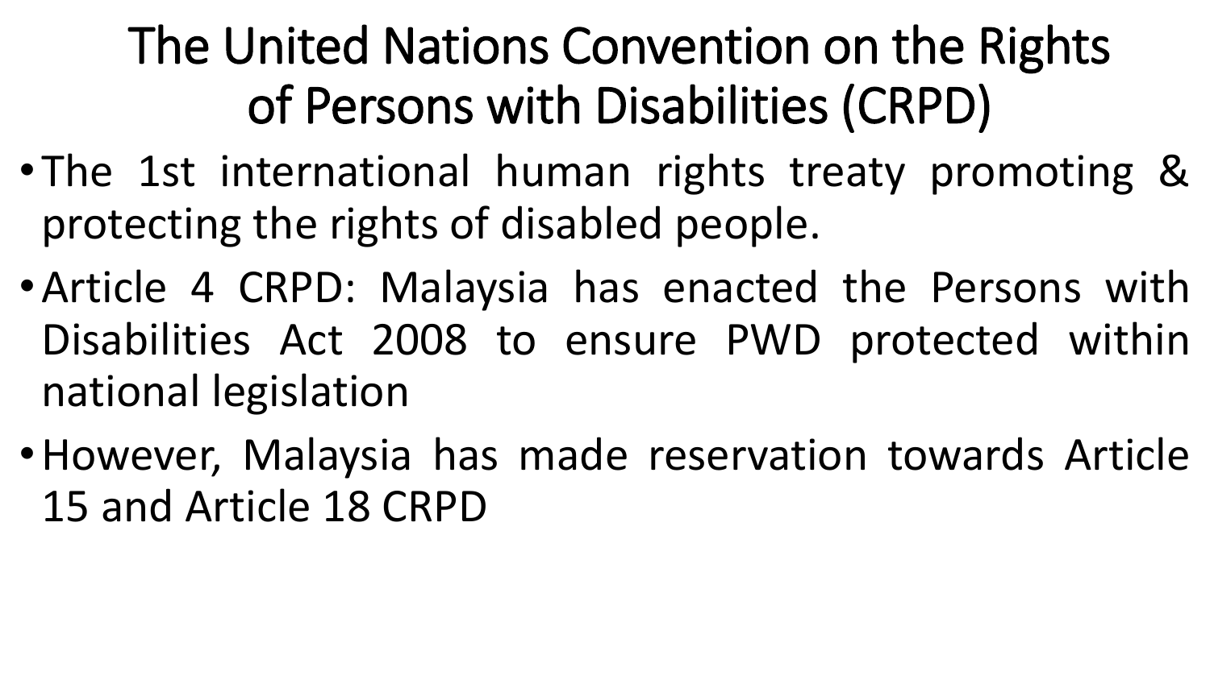# The United Nations Convention on the Rights of Persons with Disabilities (CRPD)

- The 1st international human rights treaty promoting & protecting the rights of disabled people.
- Article 4 CRPD: Malaysia has enacted the Persons with Disabilities Act 2008 to ensure PWD protected within national legislation
- However, Malaysia has made reservation towards Article 15 and Article 18 CRPD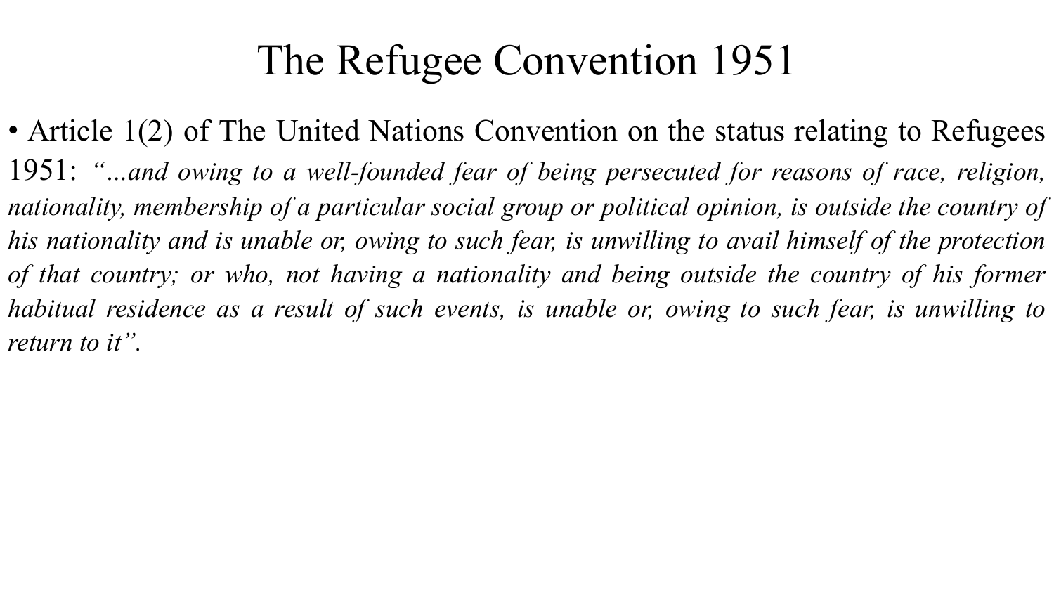# The Refugee Convention 1951

- Article 1(2) of The United Nations Convention on the status relating to Refugees 1951: *"...and owing to a well-founded fear of being persecuted for reasons of race, religion, nationality, membership of a particular social group or political opinion, is outside the country of his nationality and is unable or, owing to such fear, is unwilling to avail himself of the protection of that country; or who, not having a nationality and being outside the country of his former habitual residence as a result of such events, is unable or, owing to such fear, is unwilling to return to it".*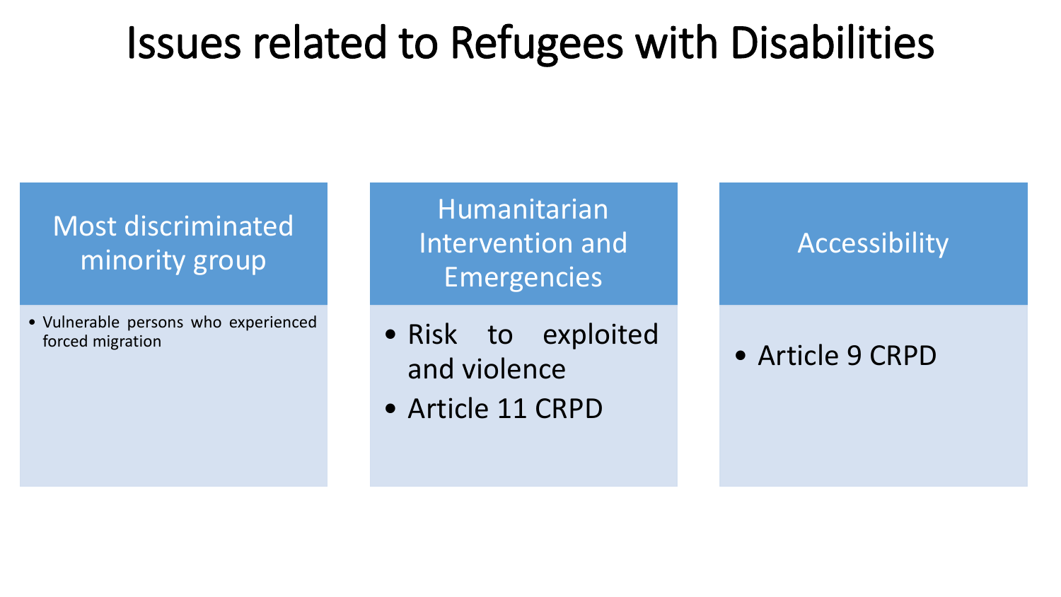# Issues related to Refugees with Disabilities

## Most discriminated minority group

- Vulnerable persons who experienced forced migration

## Humanitarian Intervention and Emergencies

- Risk to exploited and violence
- Article 11 CRPD

## Accessibility

- Article 9 CRPD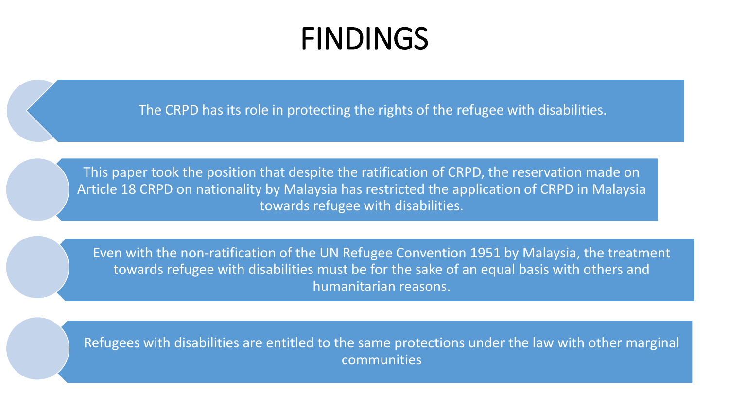# FINDINGS

- The CRPD has its role in protecting the rights of the refugee with disabilities.
- This paper took the position that despite the ratification of CRPD, the reservation made on Article 18 CRPD on nationality by Malaysia has restricted the application of CRPD in Malaysia towards refugee with disabilities.
- Even with the non-ratification of the UN Refugee Convention 1951 by Malaysia, the treatment towards refugee with disabilities must be for the sake of an equal basis with others and humanitarian reasons.
- Refugees with disabilities are entitled to the same protections under the law with other marginal communities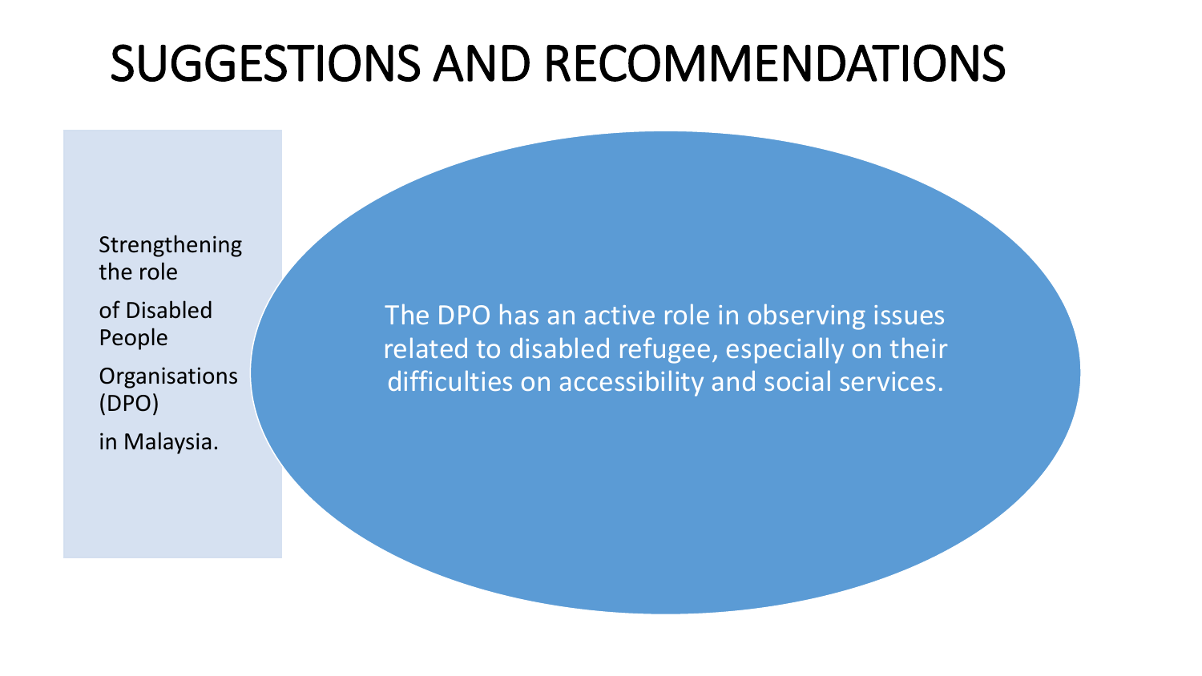# SUGGESTIONS AND RECOMMENDATIONS

Strengthening the role

of Disabled People

Organisations (DPO)

in Malaysia.

The DPO has an active role in observing issues related to disabled refugee, especially on their difficulties on accessibility and social services.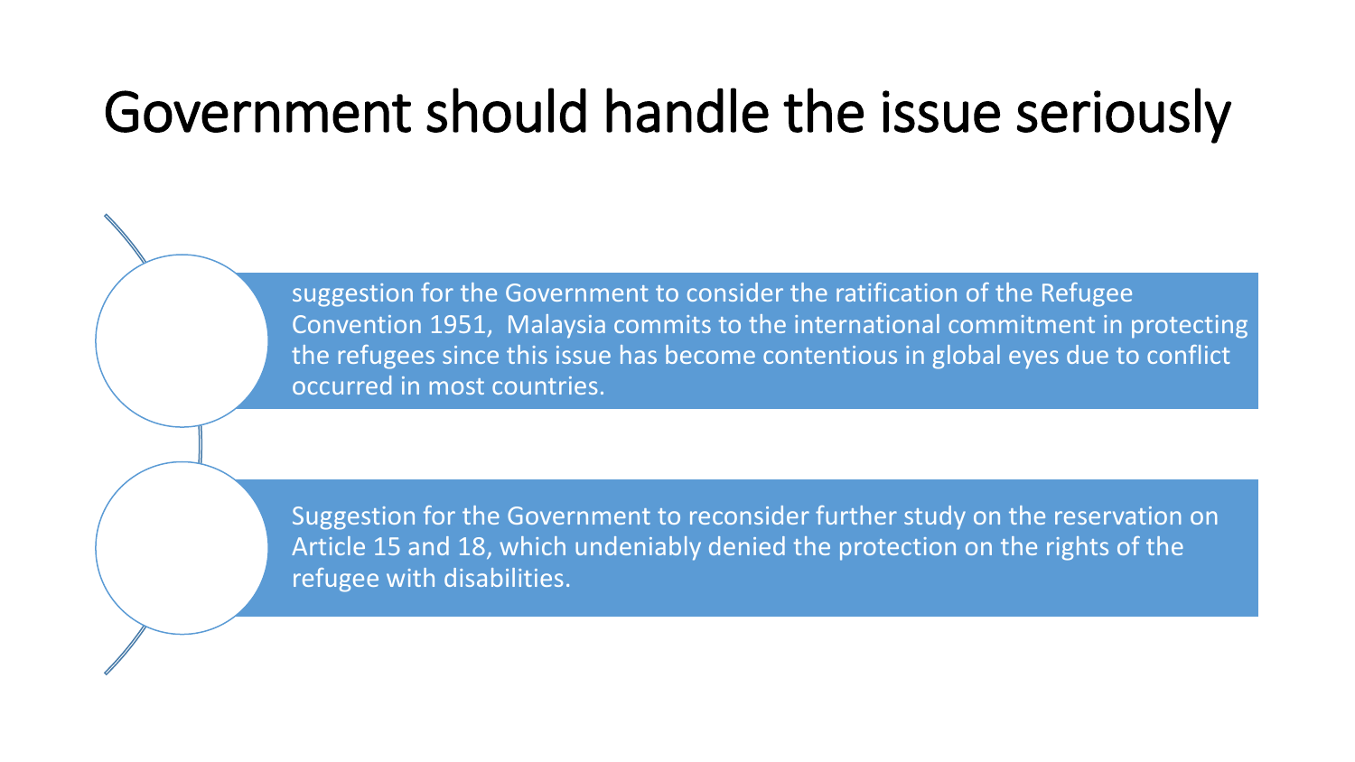# Government should handle the issue seriously

- suggestion for the Government to consider the ratification of the Refugee Convention 1951,  Malaysia commits to the international commitment in protecting the refugees since this issue has become contentious in global eyes due to conflict occurred in most countries.
- Suggestion for the Government to reconsider further study on the reservation on Article 15 and 18, which undeniably denied the protection on the rights of the refugee with disabilities.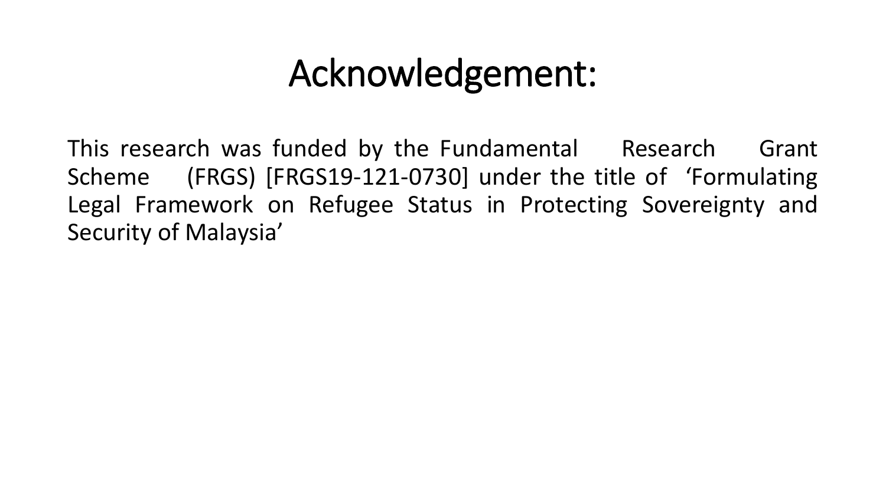# Acknowledgement:

This research was funded by the Fundamental Research Grant Scheme (FRGS) [FRGS19-121-0730] under the title of 'Formulating Legal Framework on Refugee Status in Protecting Sovereignty and Security of Malaysia'